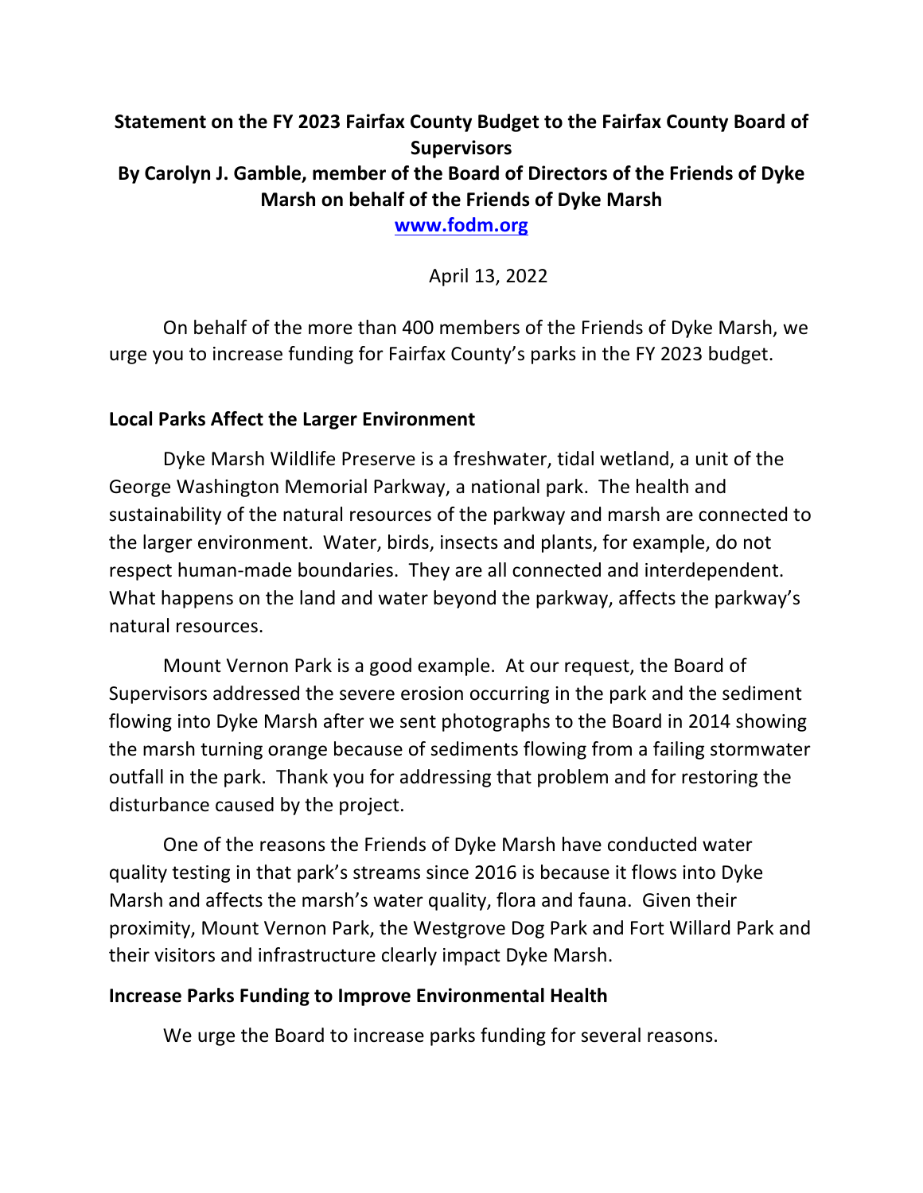**Statement on the FY 2023 Fairfax County Budget to the Fairfax County Board of Supervisors**
**By Carolyn J. Gamble, member of the Board of Directors of the Friends of Dyke Marsh on behalf of the Friends of Dyke Marsh**
**[www.fodm.org](http://www.fodm.org)**

April 13, 2022

On behalf of the more than 400 members of the Friends of Dyke Marsh, we urge you to increase funding for Fairfax County's parks in the FY 2023 budget.

**Local Parks Affect the Larger Environment**

Dyke Marsh Wildlife Preserve is a freshwater, tidal wetland, a unit of the George Washington Memorial Parkway, a national park. The health and sustainability of the natural resources of the parkway and marsh are connected to the larger environment. Water, birds, insects and plants, for example, do not respect human-made boundaries. They are all connected and interdependent. What happens on the land and water beyond the parkway, affects the parkway's natural resources.

Mount Vernon Park is a good example. At our request, the Board of Supervisors addressed the severe erosion occurring in the park and the sediment flowing into Dyke Marsh after we sent photographs to the Board in 2014 showing the marsh turning orange because of sediments flowing from a failing stormwater outfall in the park. Thank you for addressing that problem and for restoring the disturbance caused by the project.

One of the reasons the Friends of Dyke Marsh have conducted water quality testing in that park's streams since 2016 is because it flows into Dyke Marsh and affects the marsh's water quality, flora and fauna. Given their proximity, Mount Vernon Park, the Westgrove Dog Park and Fort Willard Park and their visitors and infrastructure clearly impact Dyke Marsh.

**Increase Parks Funding to Improve Environmental Health**

We urge the Board to increase parks funding for several reasons.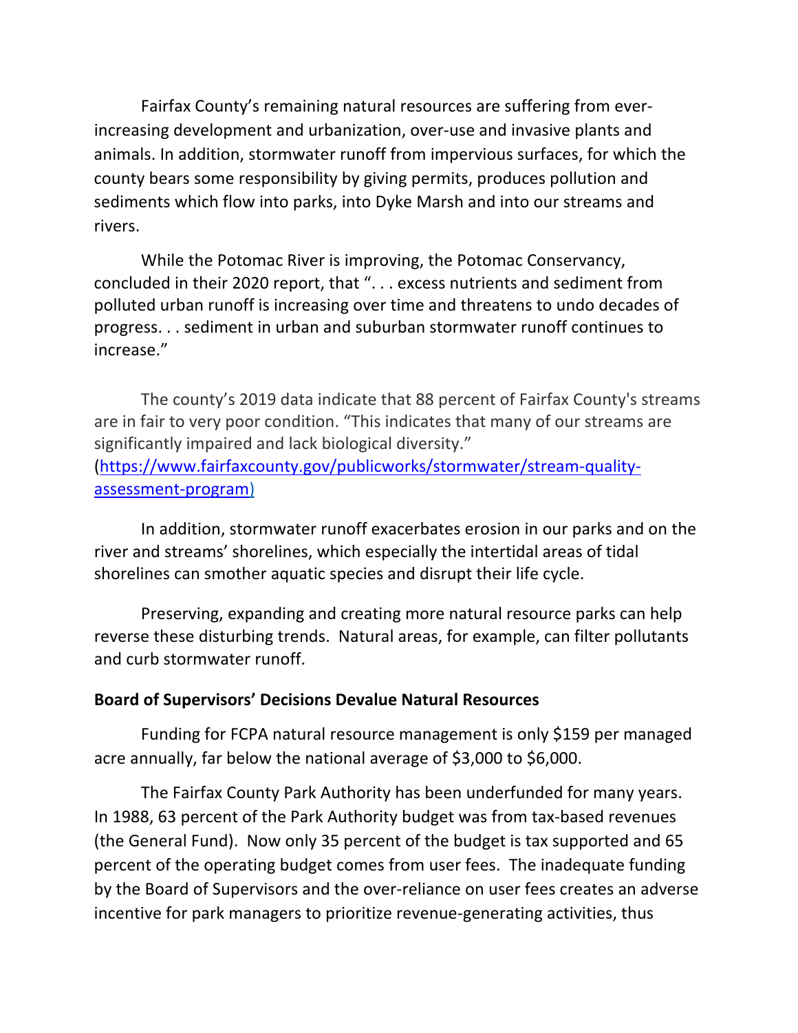Fairfax County's remaining natural resources are suffering from ever-increasing development and urbanization, over-use and invasive plants and animals. In addition, stormwater runoff from impervious surfaces, for which the county bears some responsibility by giving permits, produces pollution and sediments which flow into parks, into Dyke Marsh and into our streams and rivers.

While the Potomac River is improving, the Potomac Conservancy, concluded in their 2020 report, that ". . . excess nutrients and sediment from polluted urban runoff is increasing over time and threatens to undo decades of progress. . . sediment in urban and suburban stormwater runoff continues to increase."

The county's 2019 data indicate that 88 percent of Fairfax County's streams are in fair to very poor condition. "This indicates that many of our streams are significantly impaired and lack biological diversity." (https://www.fairfaxcounty.gov/publicworks/stormwater/stream-quality-assessment-program)

In addition, stormwater runoff exacerbates erosion in our parks and on the river and streams' shorelines, which especially the intertidal areas of tidal shorelines can smother aquatic species and disrupt their life cycle.

Preserving, expanding and creating more natural resource parks can help reverse these disturbing trends. Natural areas, for example, can filter pollutants and curb stormwater runoff.

**Board of Supervisors' Decisions Devalue Natural Resources**

Funding for FCPA natural resource management is only $159 per managed acre annually, far below the national average of $3,000 to $6,000.

The Fairfax County Park Authority has been underfunded for many years. In 1988, 63 percent of the Park Authority budget was from tax-based revenues (the General Fund). Now only 35 percent of the budget is tax supported and 65 percent of the operating budget comes from user fees. The inadequate funding by the Board of Supervisors and the over-reliance on user fees creates an adverse incentive for park managers to prioritize revenue-generating activities, thus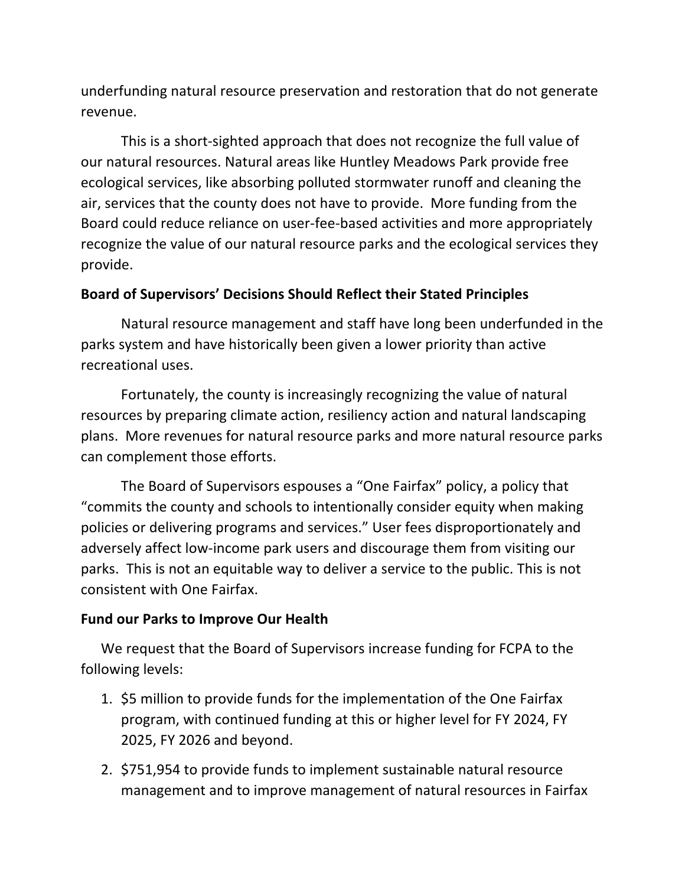underfunding natural resource preservation and restoration that do not generate revenue.

This is a short-sighted approach that does not recognize the full value of our natural resources. Natural areas like Huntley Meadows Park provide free ecological services, like absorbing polluted stormwater runoff and cleaning the air, services that the county does not have to provide. More funding from the Board could reduce reliance on user-fee-based activities and more appropriately recognize the value of our natural resource parks and the ecological services they provide.

**Board of Supervisors' Decisions Should Reflect their Stated Principles**

Natural resource management and staff have long been underfunded in the parks system and have historically been given a lower priority than active recreational uses.

Fortunately, the county is increasingly recognizing the value of natural resources by preparing climate action, resiliency action and natural landscaping plans. More revenues for natural resource parks and more natural resource parks can complement those efforts.

The Board of Supervisors espouses a "One Fairfax" policy, a policy that "commits the county and schools to intentionally consider equity when making policies or delivering programs and services." User fees disproportionately and adversely affect low-income park users and discourage them from visiting our parks. This is not an equitable way to deliver a service to the public. This is not consistent with One Fairfax.

**Fund our Parks to Improve Our Health**

We request that the Board of Supervisors increase funding for FCPA to the following levels:

1. $5 million to provide funds for the implementation of the One Fairfax program, with continued funding at this or higher level for FY 2024, FY 2025, FY 2026 and beyond.
2. $751,954 to provide funds to implement sustainable natural resource management and to improve management of natural resources in Fairfax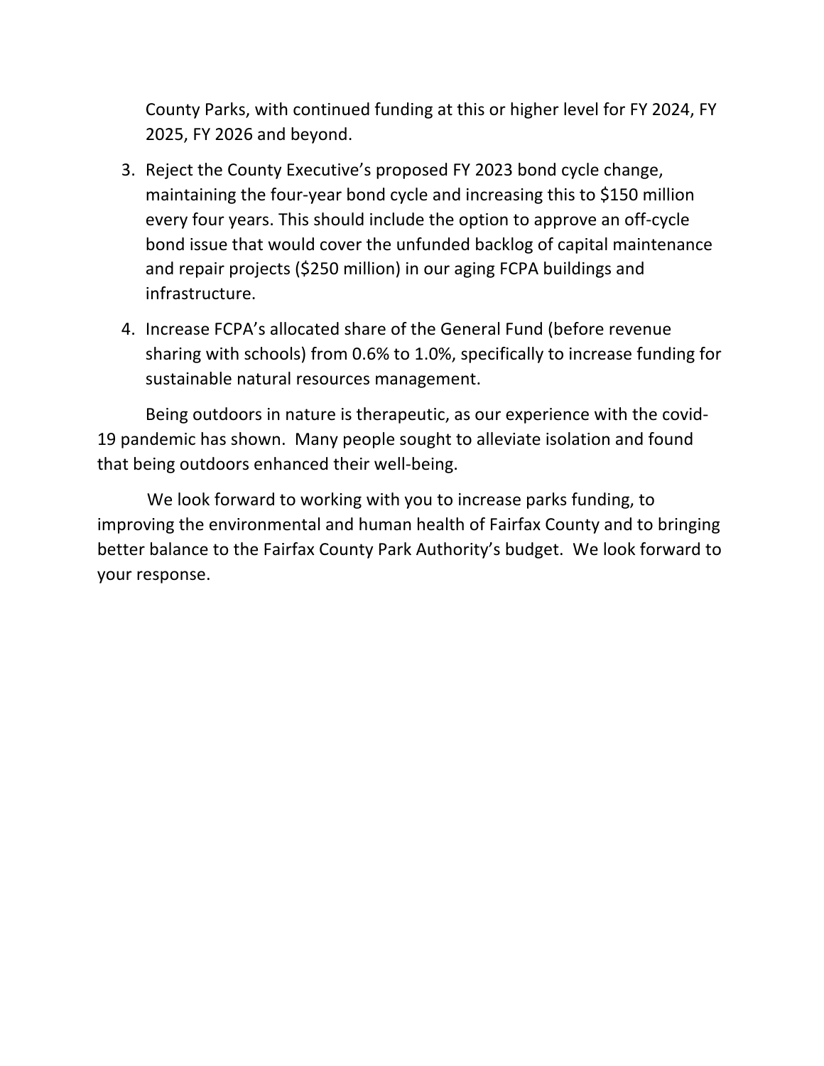County Parks, with continued funding at this or higher level for FY 2024, FY 2025, FY 2026 and beyond.

3. Reject the County Executive's proposed FY 2023 bond cycle change, maintaining the four-year bond cycle and increasing this to $150 million every four years. This should include the option to approve an off-cycle bond issue that would cover the unfunded backlog of capital maintenance and repair projects ($250 million) in our aging FCPA buildings and infrastructure.

4. Increase FCPA's allocated share of the General Fund (before revenue sharing with schools) from 0.6% to 1.0%, specifically to increase funding for sustainable natural resources management.

Being outdoors in nature is therapeutic, as our experience with the covid-19 pandemic has shown. Many people sought to alleviate isolation and found that being outdoors enhanced their well-being.

We look forward to working with you to increase parks funding, to improving the environmental and human health of Fairfax County and to bringing better balance to the Fairfax County Park Authority's budget. We look forward to your response.